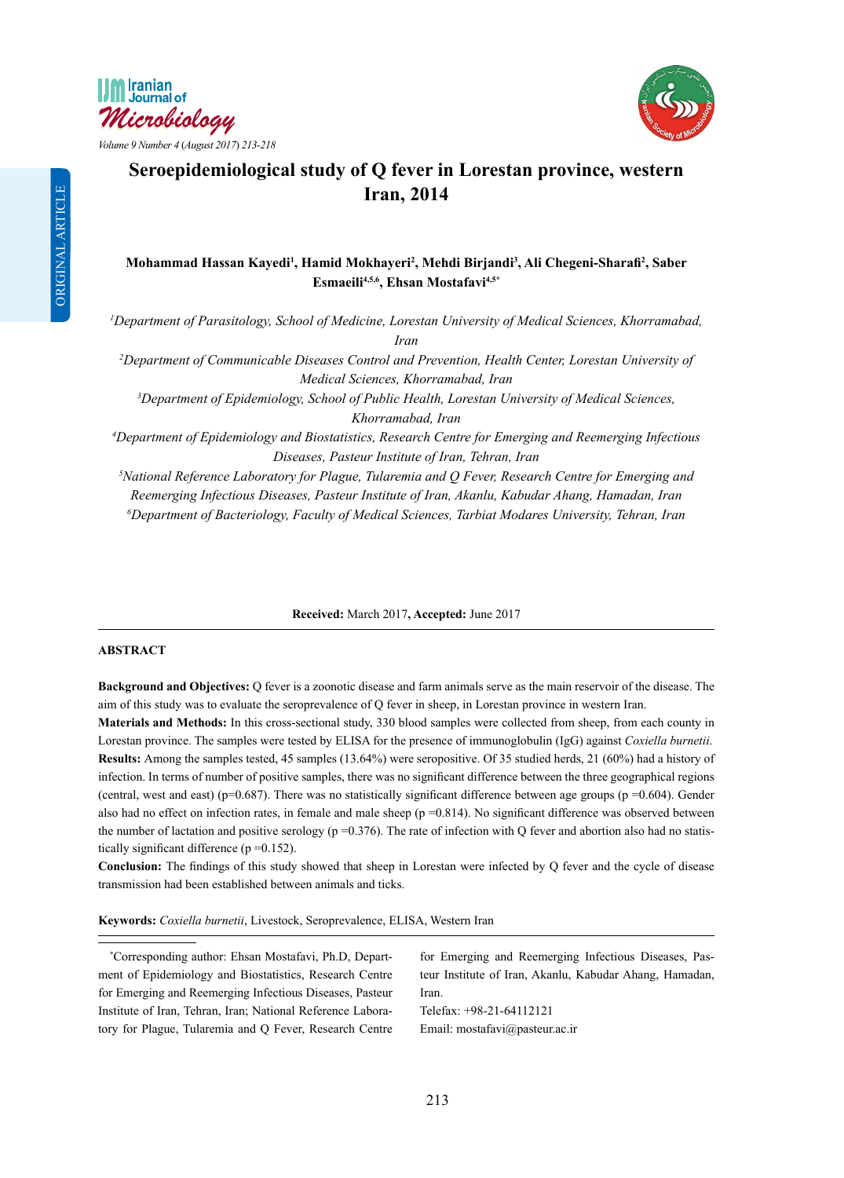ORIGINAL ARTICLE

# Seroepidemiological study of Q fever in Lorestan province, western Iran, 2014

**Mohammad Hassan Kayedi[1], Hamid Mokhayeri[2], Mehdi Birjandi[3], Ali Chegeni-Sharafi[2], Saber Esmaeili[4,5,6], Ehsan Mostafavi[4,5*]**

*[1]Department of Parasitology, School of Medicine, Lorestan University of Medical Sciences, Khorramabad, Iran*

*[2]Department of Communicable Diseases Control and Prevention, Health Center, Lorestan University of Medical Sciences, Khorramabad, Iran*

*[3]Department of Epidemiology, School of Public Health, Lorestan University of Medical Sciences, Khorramabad, Iran*

*[4]Department of Epidemiology and Biostatistics, Research Centre for Emerging and Reemerging Infectious Diseases, Pasteur Institute of Iran, Tehran, Iran*

*[5]National Reference Laboratory for Plague, Tularemia and Q Fever, Research Centre for Emerging and Reemerging Infectious Diseases, Pasteur Institute of Iran, Akanlu, Kabudar Ahang, Hamadan, Iran*

*[6]Department of Bacteriology, Faculty of Medical Sciences, Tarbiat Modares University, Tehran, Iran*

**Received:** March 2017**, Accepted:** June 2017

## ABSTRACT

**Background and Objectives:** Q fever is a zoonotic disease and farm animals serve as the main reservoir of the disease. The aim of this study was to evaluate the seroprevalence of Q fever in sheep, in Lorestan province in western Iran.

**Materials and Methods:** In this cross-sectional study, 330 blood samples were collected from sheep, from each county in Lorestan province. The samples were tested by ELISA for the presence of immunoglobulin (IgG) against *Coxiella burnetii*.

**Results:** Among the samples tested, 45 samples (13.64%) were seropositive. Of 35 studied herds, 21 (60%) had a history of infection. In terms of number of positive samples, there was no significant difference between the three geographical regions (central, west and east) ($p=0.687$). There was no statistically significant difference between age groups ($p=0.604$). Gender also had no effect on infection rates, in female and male sheep ($p=0.814$). No significant difference was observed between the number of lactation and positive serology ($p=0.376$). The rate of infection with Q fever and abortion also had no statistically significant difference ($p=0.152$).

**Conclusion:** The findings of this study showed that sheep in Lorestan were infected by Q fever and the cycle of disease transmission had been established between animals and ticks.

**Keywords:** *Coxiella burnetii*, Livestock, Seroprevalence, ELISA, Western Iran

---

[*]Corresponding author: Ehsan Mostafavi, Ph.D, Department of Epidemiology and Biostatistics, Research Centre for Emerging and Reemerging Infectious Diseases, Pasteur Institute of Iran, Tehran, Iran; National Reference Laboratory for Plague, Tularemia and Q Fever, Research Centre for Emerging and Reemerging Infectious Diseases, Pasteur Institute of Iran, Akanlu, Kabudar Ahang, Hamadan, Iran.
Telefax: +98-21-64112121
Email: mostafavi@pasteur.ac.ir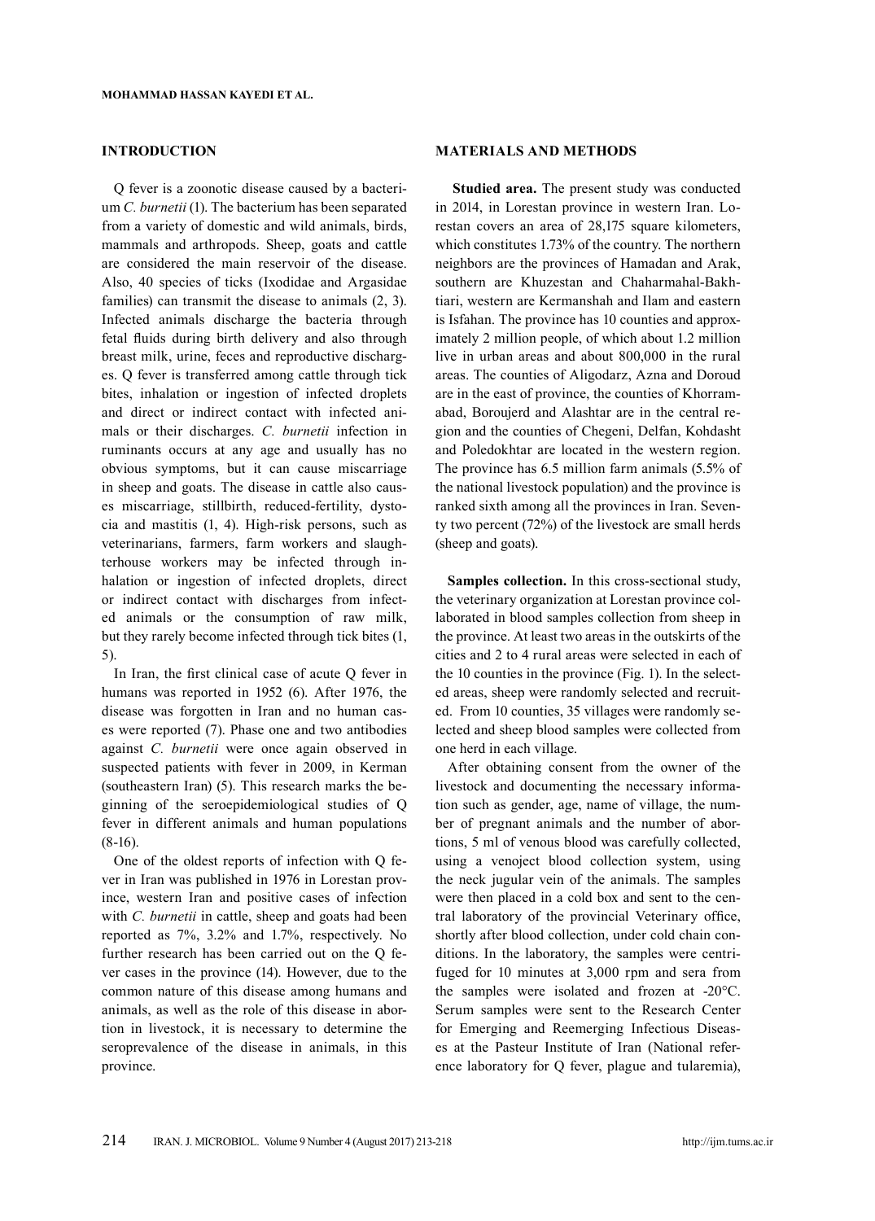## INTRODUCTION

Q fever is a zoonotic disease caused by a bacterium *C. burnetii* (1). The bacterium has been separated from a variety of domestic and wild animals, birds, mammals and arthropods. Sheep, goats and cattle are considered the main reservoir of the disease. Also, 40 species of ticks (Ixodidae and Argasidae families) can transmit the disease to animals (2, 3). Infected animals discharge the bacteria through fetal fluids during birth delivery and also through breast milk, urine, feces and reproductive discharges. Q fever is transferred among cattle through tick bites, inhalation or ingestion of infected droplets and direct or indirect contact with infected animals or their discharges. *C. burnetii* infection in ruminants occurs at any age and usually has no obvious symptoms, but it can cause miscarriage in sheep and goats. The disease in cattle also causes miscarriage, stillbirth, reduced-fertility, dystocia and mastitis (1, 4). High-risk persons, such as veterinarians, farmers, farm workers and slaughterhouse workers may be infected through inhalation or ingestion of infected droplets, direct or indirect contact with discharges from infected animals or the consumption of raw milk, but they rarely become infected through tick bites (1, 5).

In Iran, the first clinical case of acute Q fever in humans was reported in 1952 (6). After 1976, the disease was forgotten in Iran and no human cases were reported (7). Phase one and two antibodies against *C. burnetii* were once again observed in suspected patients with fever in 2009, in Kerman (southeastern Iran) (5). This research marks the beginning of the seroepidemiological studies of Q fever in different animals and human populations (8-16).

One of the oldest reports of infection with Q fever in Iran was published in 1976 in Lorestan province, western Iran and positive cases of infection with *C. burnetii* in cattle, sheep and goats had been reported as 7%, 3.2% and 1.7%, respectively. No further research has been carried out on the Q fever cases in the province (14). However, due to the common nature of this disease among humans and animals, as well as the role of this disease in abortion in livestock, it is necessary to determine the seroprevalence of the disease in animals, in this province.

## MATERIALS AND METHODS

**Studied area.** The present study was conducted in 2014, in Lorestan province in western Iran. Lorestan covers an area of 28,175 square kilometers, which constitutes 1.73% of the country. The northern neighbors are the provinces of Hamadan and Arak, southern are Khuzestan and Chaharmahal-Bakhtiari, western are Kermanshah and Ilam and eastern is Isfahan. The province has 10 counties and approximately 2 million people, of which about 1.2 million live in urban areas and about 800,000 in the rural areas. The counties of Aligodarz, Azna and Doroud are in the east of province, the counties of Khorramabad, Boroujerd and Alashtar are in the central region and the counties of Chegeni, Delfan, Kohdasht and Poledokhtar are located in the western region. The province has 6.5 million farm animals (5.5% of the national livestock population) and the province is ranked sixth among all the provinces in Iran. Seventy two percent (72%) of the livestock are small herds (sheep and goats).

**Samples collection.** In this cross-sectional study, the veterinary organization at Lorestan province collaborated in blood samples collection from sheep in the province. At least two areas in the outskirts of the cities and 2 to 4 rural areas were selected in each of the 10 counties in the province (Fig. 1). In the selected areas, sheep were randomly selected and recruited. From 10 counties, 35 villages were randomly selected and sheep blood samples were collected from one herd in each village.

After obtaining consent from the owner of the livestock and documenting the necessary information such as gender, age, name of village, the number of pregnant animals and the number of abortions, 5 ml of venous blood was carefully collected, using a venoject blood collection system, using the neck jugular vein of the animals. The samples were then placed in a cold box and sent to the central laboratory of the provincial Veterinary office, shortly after blood collection, under cold chain conditions. In the laboratory, the samples were centrifuged for 10 minutes at 3,000 rpm and sera from the samples were isolated and frozen at -20°C. Serum samples were sent to the Research Center for Emerging and Reemerging Infectious Diseases at the Pasteur Institute of Iran (National reference laboratory for Q fever, plague and tularemia),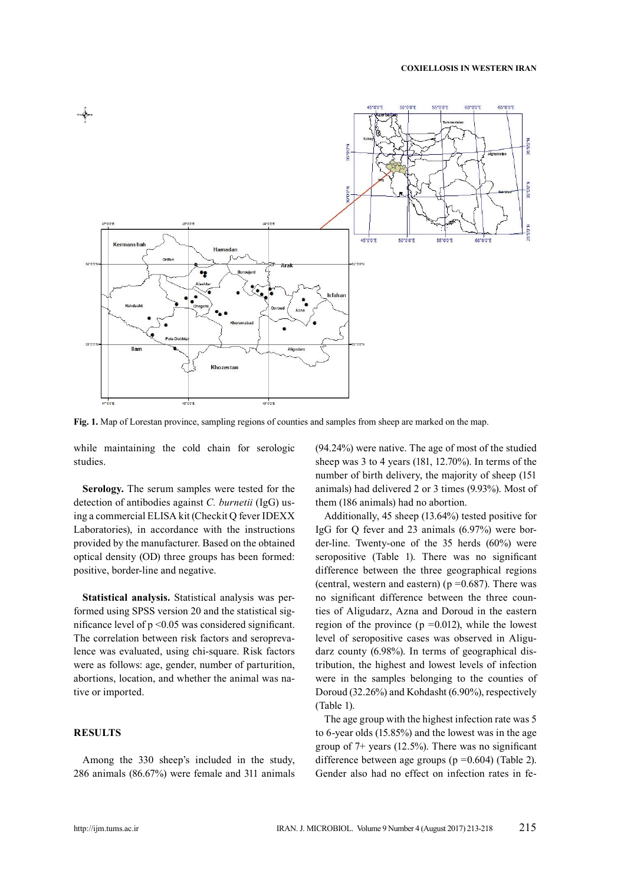**Fig. 1.** Map of Lorestan province, sampling regions of counties and samples from sheep are marked on the map.

while maintaining the cold chain for serologic studies.

**Serology.** The serum samples were tested for the detection of antibodies against *C. burnetii* (IgG) using a commercial ELISA kit (Checkit Q fever IDEXX Laboratories), in accordance with the instructions provided by the manufacturer. Based on the obtained optical density (OD) three groups has been formed: positive, border-line and negative.

**Statistical analysis.** Statistical analysis was performed using SPSS version 20 and the statistical significance level of $p < 0.05$ was considered significant. The correlation between risk factors and seroprevalence was evaluated, using chi-square. Risk factors were as follows: age, gender, number of parturition, abortions, location, and whether the animal was native or imported.

## RESULTS

Among the 330 sheep's included in the study, 286 animals (86.67%) were female and 311 animals (94.24%) were native. The age of most of the studied sheep was 3 to 4 years (181, 12.70%). In terms of the number of birth delivery, the majority of sheep (151 animals) had delivered 2 or 3 times (9.93%). Most of them (186 animals) had no abortion.

Additionally, 45 sheep (13.64%) tested positive for IgG for Q fever and 23 animals (6.97%) were border-line. Twenty-one of the 35 herds (60%) were seropositive (Table 1). There was no significant difference between the three geographical regions (central, western and eastern) ($p = 0.687$). There was no significant difference between the three counties of Aligudarz, Azna and Doroud in the eastern region of the province ($p = 0.012$), while the lowest level of seropositive cases was observed in Aligudarz county (6.98%). In terms of geographical distribution, the highest and lowest levels of infection were in the samples belonging to the counties of Doroud (32.26%) and Kohdasht (6.90%), respectively (Table 1).

The age group with the highest infection rate was 5 to 6-year olds (15.85%) and the lowest was in the age group of 7+ years (12.5%). There was no significant difference between age groups ($p = 0.604$) (Table 2). Gender also had no effect on infection rates in fe-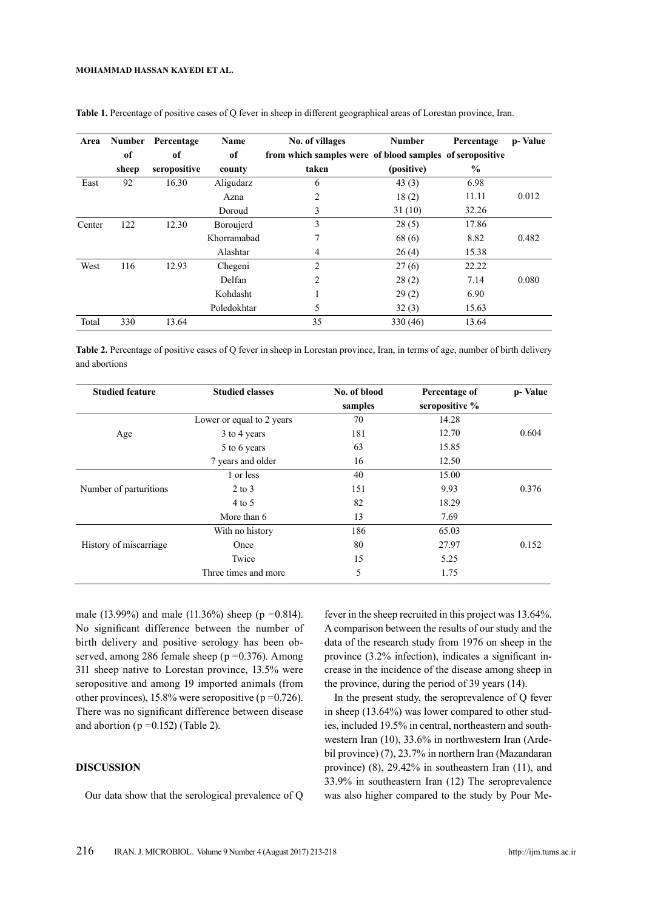**Table 1.** Percentage of positive cases of Q fever in sheep in different geographical areas of Lorestan province, Iran.

| Area | Number of sheep | Percentage of seropositive | Name of county | No. of villages from which samples were taken | Number of blood samples (positive) | Percentage of seropositive % | p- Value |
|---|---|---|---|---|---|---|---|
| East | 92 | 16.30 | Aligudarz | 6 | 43 (3) | 6.98 | |
| | | | Azna | 2 | 18 (2) | 11.11 | 0.012 |
| | | | Doroud | 3 | 31 (10) | 32.26 | |
| Center | 122 | 12.30 | Boroujerd | 3 | 28 (5) | 17.86 | |
| | | | Khorramabad | 7 | 68 (6) | 8.82 | 0.482 |
| | | | Alashtar | 4 | 26 (4) | 15.38 | |
| West | 116 | 12.93 | Chegeni | 2 | 27 (6) | 22.22 | |
| | | | Delfan | 2 | 28 (2) | 7.14 | 0.080 |
| | | | Kohdasht | 1 | 29 (2) | 6.90 | |
| | | | Poledokhtar | 5 | 32 (3) | 15.63 | |
| Total | 330 | 13.64 | | 35 | 330 (46) | 13.64 | |

**Table 2.** Percentage of positive cases of Q fever in sheep in Lorestan province, Iran, in terms of age, number of birth delivery and abortions

| Studied feature | Studied classes | No. of blood samples | Percentage of seropositive % | p- Value |
|---|---|---|---|---|
| | Lower or equal to 2 years | 70 | 14.28 | |
| Age | 3 to 4 years | 181 | 12.70 | 0.604 |
| | 5 to 6 years | 63 | 15.85 | |
| | 7 years and older | 16 | 12.50 | |
| | 1 or less | 40 | 15.00 | |
| Number of parturitions | 2 to 3 | 151 | 9.93 | 0.376 |
| | 4 to 5 | 82 | 18.29 | |
| | More than 6 | 13 | 7.69 | |
| | With no history | 186 | 65.03 | |
| History of miscarriage | Once | 80 | 27.97 | 0.152 |
| | Twice | 15 | 5.25 | |
| | Three times and more | 5 | 1.75 | |

male (13.99%) and male (11.36%) sheep (p =0.814). No significant difference between the number of birth delivery and positive serology has been observed, among 286 female sheep (p =0.376). Among 311 sheep native to Lorestan province, 13.5% were seropositive and among 19 imported animals (from other provinces), 15.8% were seropositive (p =0.726). There was no significant difference between disease and abortion (p =0.152) (Table 2).

## DISCUSSION

Our data show that the serological prevalence of Q fever in the sheep recruited in this project was 13.64%. A comparison between the results of our study and the data of the research study from 1976 on sheep in the province (3.2% infection), indicates a significant increase in the incidence of the disease among sheep in the province, during the period of 39 years (14).

In the present study, the seroprevalence of Q fever in sheep (13.64%) was lower compared to other studies, included 19.5% in central, northeastern and southwestern Iran (10), 33.6% in northwestern Iran (Ardebil province) (7), 23.7% in northern Iran (Mazandaran province) (8), 29.42% in southeastern Iran (11), and 33.9% in southeastern Iran (12) The seroprevalence was also higher compared to the study by Pour Me-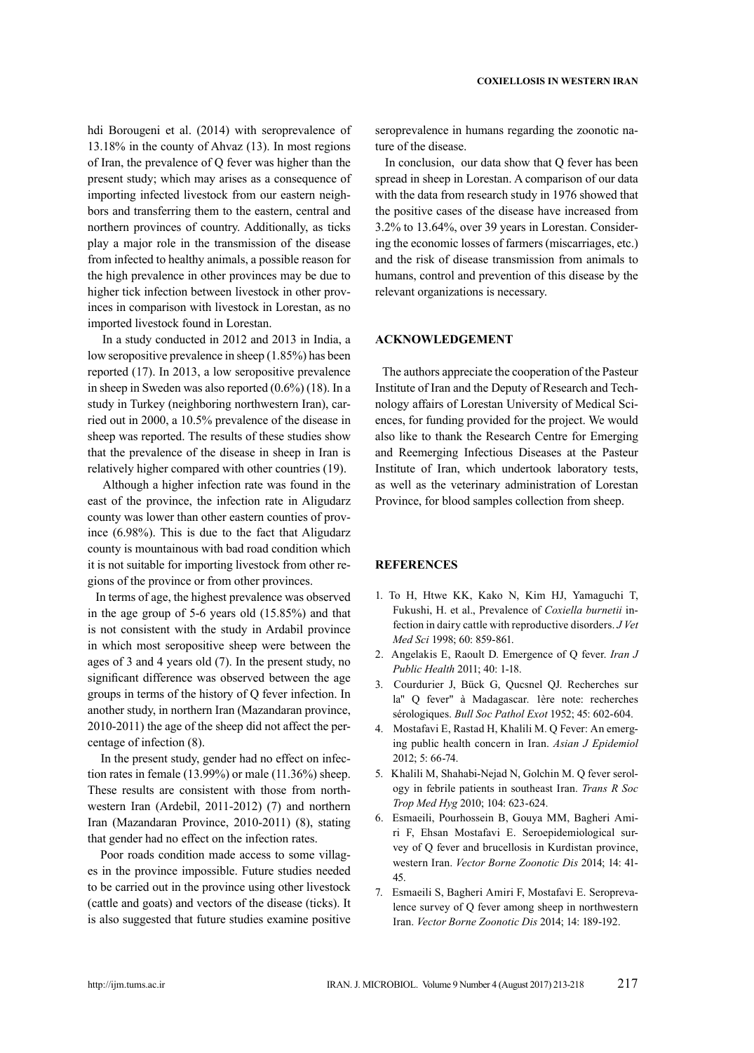hdi Borougeni et al. (2014) with seroprevalence of 13.18% in the county of Ahvaz (13). In most regions of Iran, the prevalence of Q fever was higher than the present study; which may arises as a consequence of importing infected livestock from our eastern neighbors and transferring them to the eastern, central and northern provinces of country. Additionally, as ticks play a major role in the transmission of the disease from infected to healthy animals, a possible reason for the high prevalence in other provinces may be due to higher tick infection between livestock in other provinces in comparison with livestock in Lorestan, as no imported livestock found in Lorestan.

In a study conducted in 2012 and 2013 in India, a low seropositive prevalence in sheep (1.85%) has been reported (17). In 2013, a low seropositive prevalence in sheep in Sweden was also reported (0.6%) (18). In a study in Turkey (neighboring northwestern Iran), carried out in 2000, a 10.5% prevalence of the disease in sheep was reported. The results of these studies show that the prevalence of the disease in sheep in Iran is relatively higher compared with other countries (19).

Although a higher infection rate was found in the east of the province, the infection rate in Aligudarz county was lower than other eastern counties of province (6.98%). This is due to the fact that Aligudarz county is mountainous with bad road condition which it is not suitable for importing livestock from other regions of the province or from other provinces.

In terms of age, the highest prevalence was observed in the age group of 5-6 years old (15.85%) and that is not consistent with the study in Ardabil province in which most seropositive sheep were between the ages of 3 and 4 years old (7). In the present study, no significant difference was observed between the age groups in terms of the history of Q fever infection. In another study, in northern Iran (Mazandaran province, 2010-2011) the age of the sheep did not affect the percentage of infection (8).

In the present study, gender had no effect on infection rates in female (13.99%) or male (11.36%) sheep. These results are consistent with those from northwestern Iran (Ardebil, 2011-2012) (7) and northern Iran (Mazandaran Province, 2010-2011) (8), stating that gender had no effect on the infection rates.

Poor roads condition made access to some villages in the province impossible. Future studies needed to be carried out in the province using other livestock (cattle and goats) and vectors of the disease (ticks). It is also suggested that future studies examine positive seroprevalence in humans regarding the zoonotic nature of the disease.

In conclusion, our data show that Q fever has been spread in sheep in Lorestan. A comparison of our data with the data from research study in 1976 showed that the positive cases of the disease have increased from 3.2% to 13.64%, over 39 years in Lorestan. Considering the economic losses of farmers (miscarriages, etc.) and the risk of disease transmission from animals to humans, control and prevention of this disease by the relevant organizations is necessary.

## ACKNOWLEDGEMENT

The authors appreciate the cooperation of the Pasteur Institute of Iran and the Deputy of Research and Technology affairs of Lorestan University of Medical Sciences, for funding provided for the project. We would also like to thank the Research Centre for Emerging and Reemerging Infectious Diseases at the Pasteur Institute of Iran, which undertook laboratory tests, as well as the veterinary administration of Lorestan Province, for blood samples collection from sheep.

## REFERENCES

1. To H, Htwe KK, Kako N, Kim HJ, Yamaguchi T, Fukushi, H. et al., Prevalence of *Coxiella burnetii* infection in dairy cattle with reproductive disorders. *J Vet Med Sci* 1998; 60: 859-861.
2. Angelakis E, Raoult D. Emergence of Q fever. *Iran J Public Health* 2011; 40: 1-18.
3. Courdurier J, Bück G, Qucsnel QJ. Recherches sur la" Q fever" à Madagascar. 1ère note: recherches sérologiques. *Bull Soc Pathol Exot* 1952; 45: 602-604.
4. Mostafavi E, Rastad H, Khalili M. Q Fever: An emerging public health concern in Iran. *Asian J Epidemiol* 2012; 5: 66-74.
5. Khalili M, Shahabi-Nejad N, Golchin M. Q fever serology in febrile patients in southeast Iran. *Trans R Soc Trop Med Hyg* 2010; 104: 623-624.
6. Esmaeili, Pourhossein B, Gouya MM, Bagheri Amiri F, Ehsan Mostafavi E. Seroepidemiological survey of Q fever and brucellosis in Kurdistan province, western Iran. *Vector Borne Zoonotic Dis* 2014; 14: 41-45.
7. Esmaeili S, Bagheri Amiri F, Mostafavi E. Seroprevalence survey of Q fever among sheep in northwestern Iran. *Vector Borne Zoonotic Dis* 2014; 14: 189-192.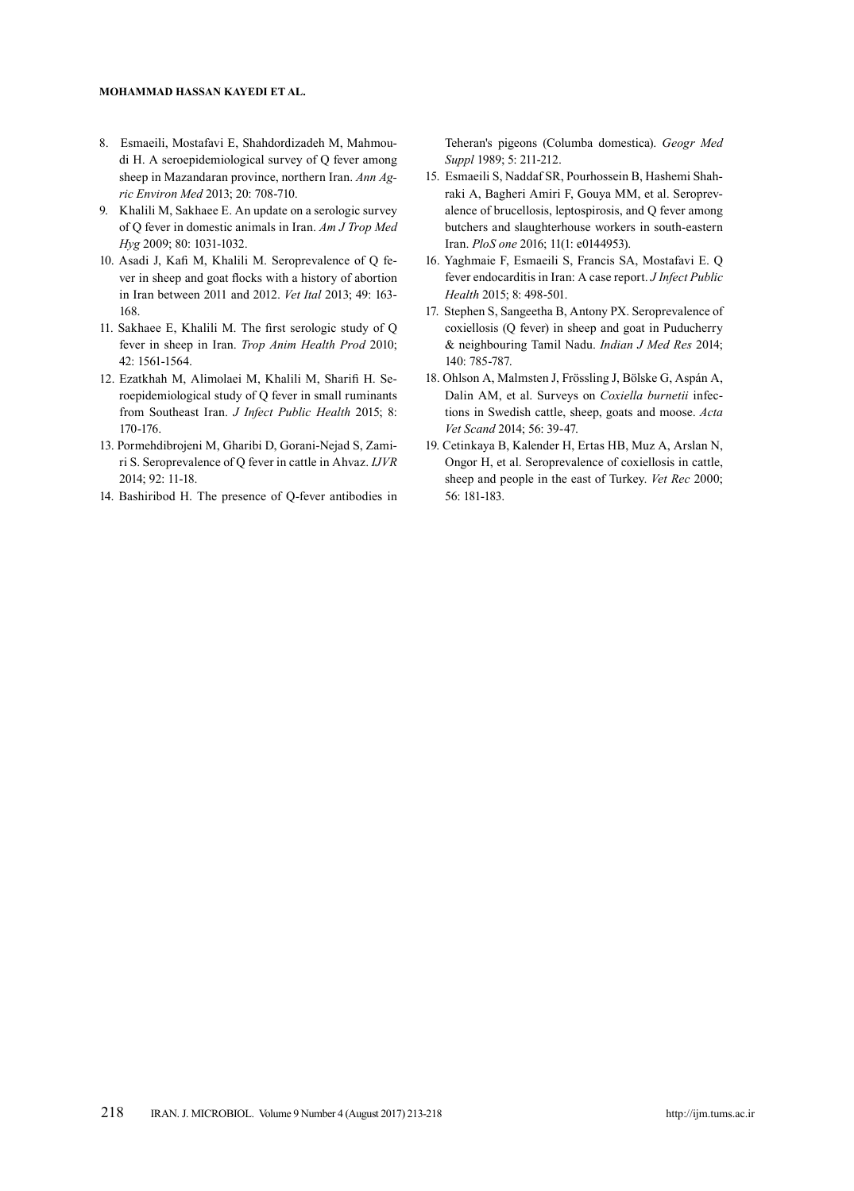8. Esmaeili, Mostafavi E, Shahdordizadeh M, Mahmoudi H. A seroepidemiological survey of Q fever among sheep in Mazandaran province, northern Iran. *Ann Agric Environ Med* 2013; 20: 708-710.
9. Khalili M, Sakhaee E. An update on a serologic survey of Q fever in domestic animals in Iran. *Am J Trop Med Hyg* 2009; 80: 1031-1032.
10. Asadi J, Kafi M, Khalili M. Seroprevalence of Q fever in sheep and goat flocks with a history of abortion in Iran between 2011 and 2012. *Vet Ital* 2013; 49: 163-168.
11. Sakhaee E, Khalili M. The first serologic study of Q fever in sheep in Iran. *Trop Anim Health Prod* 2010; 42: 1561-1564.
12. Ezatkhah M, Alimolaei M, Khalili M, Sharifi H. Seroepidemiological study of Q fever in small ruminants from Southeast Iran. *J Infect Public Health* 2015; 8: 170-176.
13. Pormehdibrojeni M, Gharibi D, Gorani-Nejad S, Zamiri S. Seroprevalence of Q fever in cattle in Ahvaz. *IJVR* 2014; 92: 11-18.
14. Bashiribod H. The presence of Q-fever antibodies in Teheran's pigeons (Columba domestica). *Geogr Med Suppl* 1989; 5: 211-212.
15. Esmaeili S, Naddaf SR, Pourhossein B, Hashemi Shahraki A, Bagheri Amiri F, Gouya MM, et al. Seroprevalence of brucellosis, leptospirosis, and Q fever among butchers and slaughterhouse workers in south-eastern Iran. *PloS one* 2016; 11(1: e0144953).
16. Yaghmaie F, Esmaeili S, Francis SA, Mostafavi E. Q fever endocarditis in Iran: A case report. *J Infect Public Health* 2015; 8: 498-501.
17. Stephen S, Sangeetha B, Antony PX. Seroprevalence of coxiellosis (Q fever) in sheep and goat in Puducherry & neighbouring Tamil Nadu. *Indian J Med Res* 2014; 140: 785-787.
18. Ohlson A, Malmsten J, Frössling J, Bölske G, Aspán A, Dalin AM, et al. Surveys on *Coxiella burnetii* infections in Swedish cattle, sheep, goats and moose. *Acta Vet Scand* 2014; 56: 39-47.
19. Cetinkaya B, Kalender H, Ertas HB, Muz A, Arslan N, Ongor H, et al. Seroprevalence of coxiellosis in cattle, sheep and people in the east of Turkey. *Vet Rec* 2000; 56: 181-183.